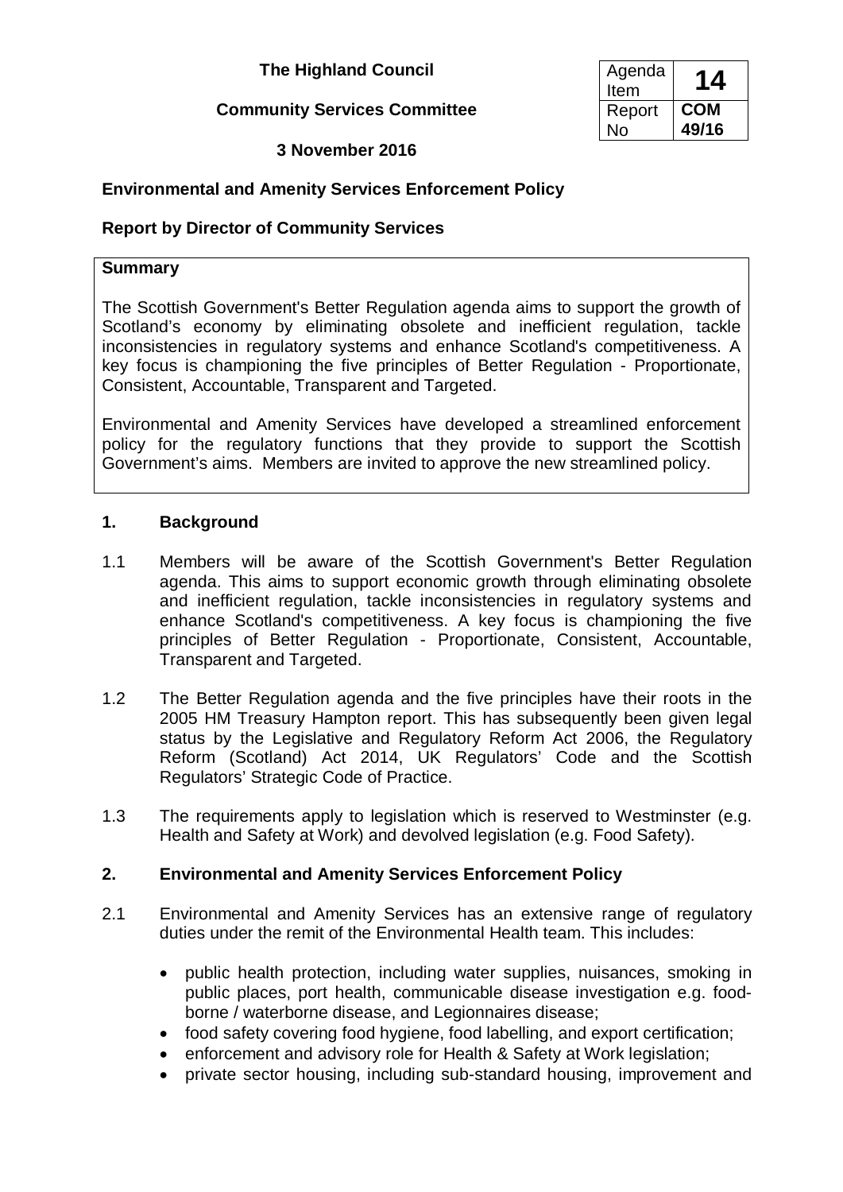**The Highland Council**

| Agenda Item | 14 |
|---|---|
| Report No | COM 49/16 |

**Community Services Committee**

**3 November 2016**

**Environmental and Amenity Services Enforcement Policy**

**Report by Director of Community Services**

**Summary**

The Scottish Government's Better Regulation agenda aims to support the growth of Scotland's economy by eliminating obsolete and inefficient regulation, tackle inconsistencies in regulatory systems and enhance Scotland's competitiveness. A key focus is championing the five principles of Better Regulation - Proportionate, Consistent, Accountable, Transparent and Targeted.

Environmental and Amenity Services have developed a streamlined enforcement policy for the regulatory functions that they provide to support the Scottish Government's aims. Members are invited to approve the new streamlined policy.

## 1. Background

1.1 Members will be aware of the Scottish Government's Better Regulation agenda. This aims to support economic growth through eliminating obsolete and inefficient regulation, tackle inconsistencies in regulatory systems and enhance Scotland's competitiveness. A key focus is championing the five principles of Better Regulation - Proportionate, Consistent, Accountable, Transparent and Targeted.

1.2 The Better Regulation agenda and the five principles have their roots in the 2005 HM Treasury Hampton report. This has subsequently been given legal status by the Legislative and Regulatory Reform Act 2006, the Regulatory Reform (Scotland) Act 2014, UK Regulators' Code and the Scottish Regulators' Strategic Code of Practice.

1.3 The requirements apply to legislation which is reserved to Westminster (e.g. Health and Safety at Work) and devolved legislation (e.g. Food Safety).

## 2. Environmental and Amenity Services Enforcement Policy

2.1 Environmental and Amenity Services has an extensive range of regulatory duties under the remit of the Environmental Health team. This includes:

- public health protection, including water supplies, nuisances, smoking in public places, port health, communicable disease investigation e.g. food-borne / waterborne disease, and Legionnaires disease;
- food safety covering food hygiene, food labelling, and export certification;
- enforcement and advisory role for Health & Safety at Work legislation;
- private sector housing, including sub-standard housing, improvement and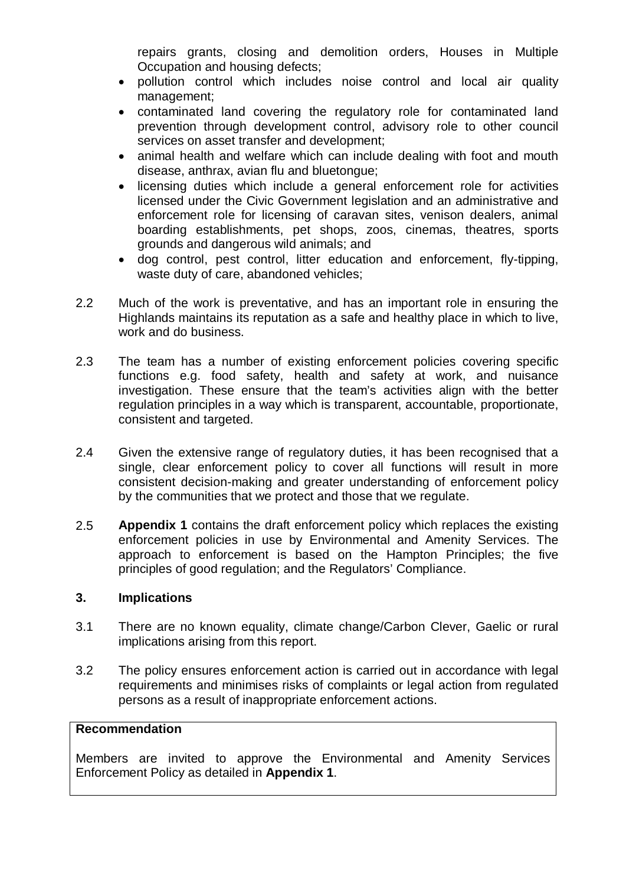repairs grants, closing and demolition orders, Houses in Multiple Occupation and housing defects;

- pollution control which includes noise control and local air quality management;
- contaminated land covering the regulatory role for contaminated land prevention through development control, advisory role to other council services on asset transfer and development;
- animal health and welfare which can include dealing with foot and mouth disease, anthrax, avian flu and bluetongue;
- licensing duties which include a general enforcement role for activities licensed under the Civic Government legislation and an administrative and enforcement role for licensing of caravan sites, venison dealers, animal boarding establishments, pet shops, zoos, cinemas, theatres, sports grounds and dangerous wild animals; and
- dog control, pest control, litter education and enforcement, fly-tipping, waste duty of care, abandoned vehicles;

2.2 Much of the work is preventative, and has an important role in ensuring the Highlands maintains its reputation as a safe and healthy place in which to live, work and do business.

2.3 The team has a number of existing enforcement policies covering specific functions e.g. food safety, health and safety at work, and nuisance investigation. These ensure that the team's activities align with the better regulation principles in a way which is transparent, accountable, proportionate, consistent and targeted.

2.4 Given the extensive range of regulatory duties, it has been recognised that a single, clear enforcement policy to cover all functions will result in more consistent decision-making and greater understanding of enforcement policy by the communities that we protect and those that we regulate.

2.5 **Appendix 1** contains the draft enforcement policy which replaces the existing enforcement policies in use by Environmental and Amenity Services. The approach to enforcement is based on the Hampton Principles; the five principles of good regulation; and the Regulators' Compliance.

## 3. Implications

3.1 There are no known equality, climate change/Carbon Clever, Gaelic or rural implications arising from this report.

3.2 The policy ensures enforcement action is carried out in accordance with legal requirements and minimises risks of complaints or legal action from regulated persons as a result of inappropriate enforcement actions.

**Recommendation**

Members are invited to approve the Environmental and Amenity Services Enforcement Policy as detailed in **Appendix 1**.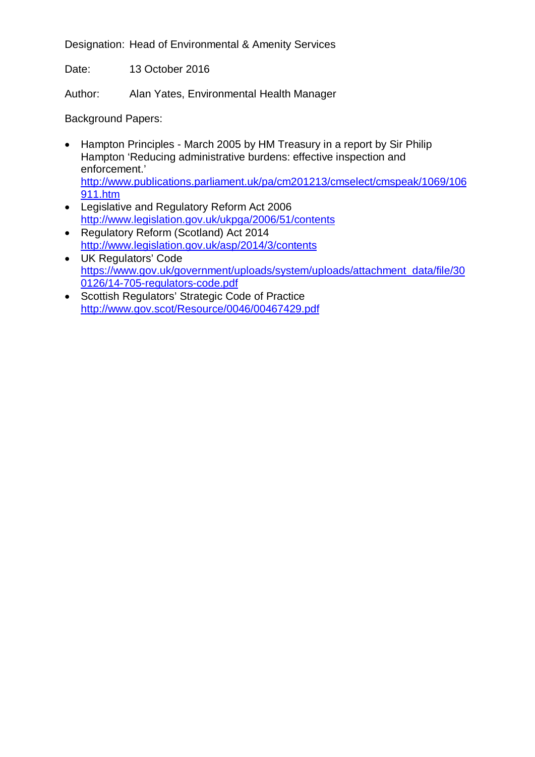Designation: Head of Environmental & Amenity Services

Date: 13 October 2016

Author: Alan Yates, Environmental Health Manager

Background Papers:

- Hampton Principles - March 2005 by HM Treasury in a report by Sir Philip Hampton 'Reducing administrative burdens: effective inspection and enforcement.' http://www.publications.parliament.uk/pa/cm201213/cmselect/cmspeak/1069/106911.htm
- Legislative and Regulatory Reform Act 2006 http://www.legislation.gov.uk/ukpga/2006/51/contents
- Regulatory Reform (Scotland) Act 2014 http://www.legislation.gov.uk/asp/2014/3/contents
- UK Regulators' Code https://www.gov.uk/government/uploads/system/uploads/attachment_data/file/300126/14-705-regulators-code.pdf
- Scottish Regulators' Strategic Code of Practice http://www.gov.scot/Resource/0046/00467429.pdf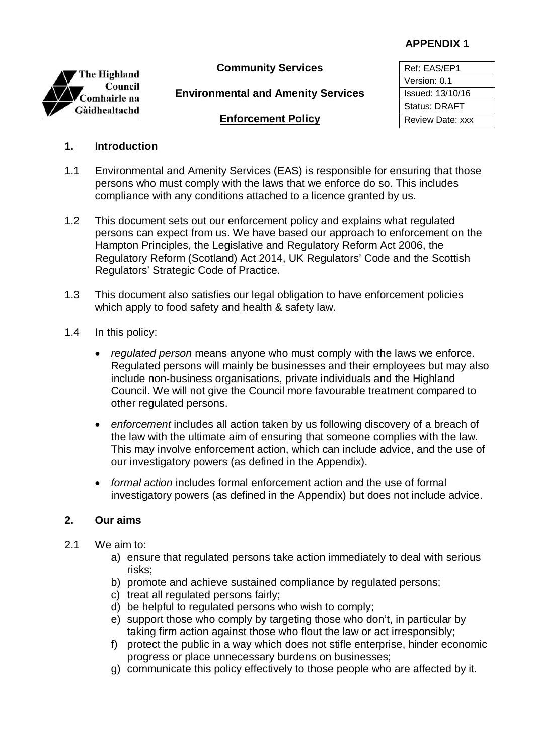**APPENDIX 1**

The Highland Council
Comhairle na Gàidhealtachd

**Community Services**

**Environmental and Amenity Services**

**Enforcement Policy**

| Ref: EAS/EP1 |
|---|
| Version: 0.1 |
| Issued: 13/10/16 |
| Status: DRAFT |
| Review Date: xxx |

## 1. Introduction

1.1 Environmental and Amenity Services (EAS) is responsible for ensuring that those persons who must comply with the laws that we enforce do so. This includes compliance with any conditions attached to a licence granted by us.

1.2 This document sets out our enforcement policy and explains what regulated persons can expect from us. We have based our approach to enforcement on the Hampton Principles, the Legislative and Regulatory Reform Act 2006, the Regulatory Reform (Scotland) Act 2014, UK Regulators' Code and the Scottish Regulators' Strategic Code of Practice.

1.3 This document also satisfies our legal obligation to have enforcement policies which apply to food safety and health & safety law.

1.4 In this policy:

- *regulated person* means anyone who must comply with the laws we enforce. Regulated persons will mainly be businesses and their employees but may also include non-business organisations, private individuals and the Highland Council. We will not give the Council more favourable treatment compared to other regulated persons.
- *enforcement* includes all action taken by us following discovery of a breach of the law with the ultimate aim of ensuring that someone complies with the law. This may involve enforcement action, which can include advice, and the use of our investigatory powers (as defined in the Appendix).
- *formal action* includes formal enforcement action and the use of formal investigatory powers (as defined in the Appendix) but does not include advice.

## 2. Our aims

2.1 We aim to:

a) ensure that regulated persons take action immediately to deal with serious risks;
b) promote and achieve sustained compliance by regulated persons;
c) treat all regulated persons fairly;
d) be helpful to regulated persons who wish to comply;
e) support those who comply by targeting those who don't, in particular by taking firm action against those who flout the law or act irresponsibly;
f) protect the public in a way which does not stifle enterprise, hinder economic progress or place unnecessary burdens on businesses;
g) communicate this policy effectively to those people who are affected by it.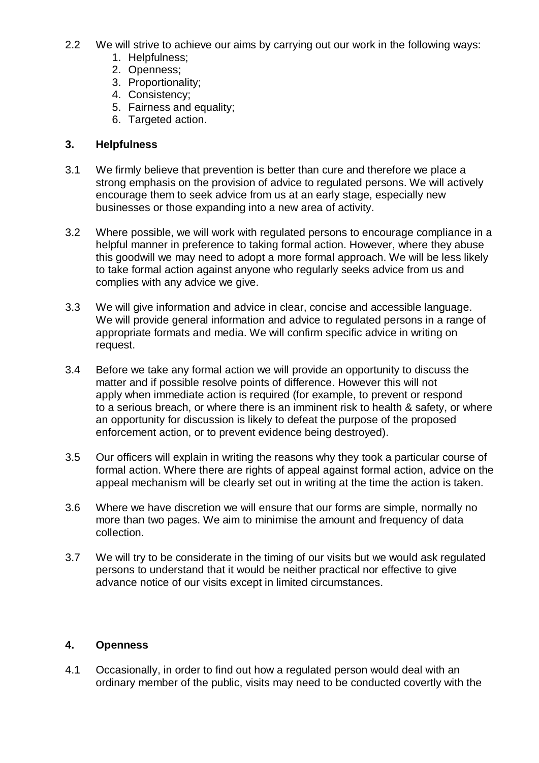2.2 We will strive to achieve our aims by carrying out our work in the following ways:

1. Helpfulness;
2. Openness;
3. Proportionality;
4. Consistency;
5. Fairness and equality;
6. Targeted action.

## 3. Helpfulness

3.1 We firmly believe that prevention is better than cure and therefore we place a strong emphasis on the provision of advice to regulated persons. We will actively encourage them to seek advice from us at an early stage, especially new businesses or those expanding into a new area of activity.

3.2 Where possible, we will work with regulated persons to encourage compliance in a helpful manner in preference to taking formal action. However, where they abuse this goodwill we may need to adopt a more formal approach. We will be less likely to take formal action against anyone who regularly seeks advice from us and complies with any advice we give.

3.3 We will give information and advice in clear, concise and accessible language. We will provide general information and advice to regulated persons in a range of appropriate formats and media. We will confirm specific advice in writing on request.

3.4 Before we take any formal action we will provide an opportunity to discuss the matter and if possible resolve points of difference. However this will not apply when immediate action is required (for example, to prevent or respond to a serious breach, or where there is an imminent risk to health & safety, or where an opportunity for discussion is likely to defeat the purpose of the proposed enforcement action, or to prevent evidence being destroyed).

3.5 Our officers will explain in writing the reasons why they took a particular course of formal action. Where there are rights of appeal against formal action, advice on the appeal mechanism will be clearly set out in writing at the time the action is taken.

3.6 Where we have discretion we will ensure that our forms are simple, normally no more than two pages. We aim to minimise the amount and frequency of data collection.

3.7 We will try to be considerate in the timing of our visits but we would ask regulated persons to understand that it would be neither practical nor effective to give advance notice of our visits except in limited circumstances.

## 4. Openness

4.1 Occasionally, in order to find out how a regulated person would deal with an ordinary member of the public, visits may need to be conducted covertly with the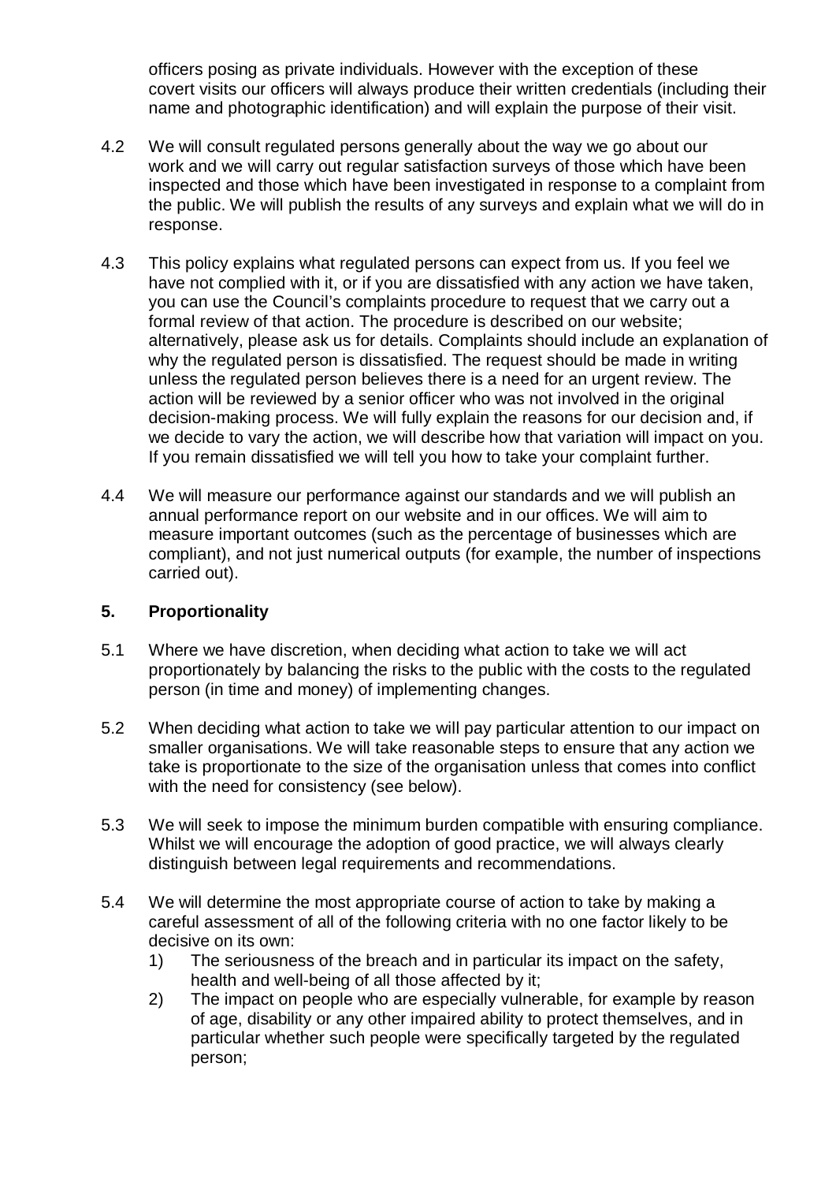officers posing as private individuals. However with the exception of these covert visits our officers will always produce their written credentials (including their name and photographic identification) and will explain the purpose of their visit.

4.2 We will consult regulated persons generally about the way we go about our work and we will carry out regular satisfaction surveys of those which have been inspected and those which have been investigated in response to a complaint from the public. We will publish the results of any surveys and explain what we will do in response.

4.3 This policy explains what regulated persons can expect from us. If you feel we have not complied with it, or if you are dissatisfied with any action we have taken, you can use the Council's complaints procedure to request that we carry out a formal review of that action. The procedure is described on our website; alternatively, please ask us for details. Complaints should include an explanation of why the regulated person is dissatisfied. The request should be made in writing unless the regulated person believes there is a need for an urgent review. The action will be reviewed by a senior officer who was not involved in the original decision-making process. We will fully explain the reasons for our decision and, if we decide to vary the action, we will describe how that variation will impact on you. If you remain dissatisfied we will tell you how to take your complaint further.

4.4 We will measure our performance against our standards and we will publish an annual performance report on our website and in our offices. We will aim to measure important outcomes (such as the percentage of businesses which are compliant), and not just numerical outputs (for example, the number of inspections carried out).

## 5. Proportionality

5.1 Where we have discretion, when deciding what action to take we will act proportionately by balancing the risks to the public with the costs to the regulated person (in time and money) of implementing changes.

5.2 When deciding what action to take we will pay particular attention to our impact on smaller organisations. We will take reasonable steps to ensure that any action we take is proportionate to the size of the organisation unless that comes into conflict with the need for consistency (see below).

5.3 We will seek to impose the minimum burden compatible with ensuring compliance. Whilst we will encourage the adoption of good practice, we will always clearly distinguish between legal requirements and recommendations.

5.4 We will determine the most appropriate course of action to take by making a careful assessment of all of the following criteria with no one factor likely to be decisive on its own:

1) The seriousness of the breach and in particular its impact on the safety, health and well-being of all those affected by it;
2) The impact on people who are especially vulnerable, for example by reason of age, disability or any other impaired ability to protect themselves, and in particular whether such people were specifically targeted by the regulated person;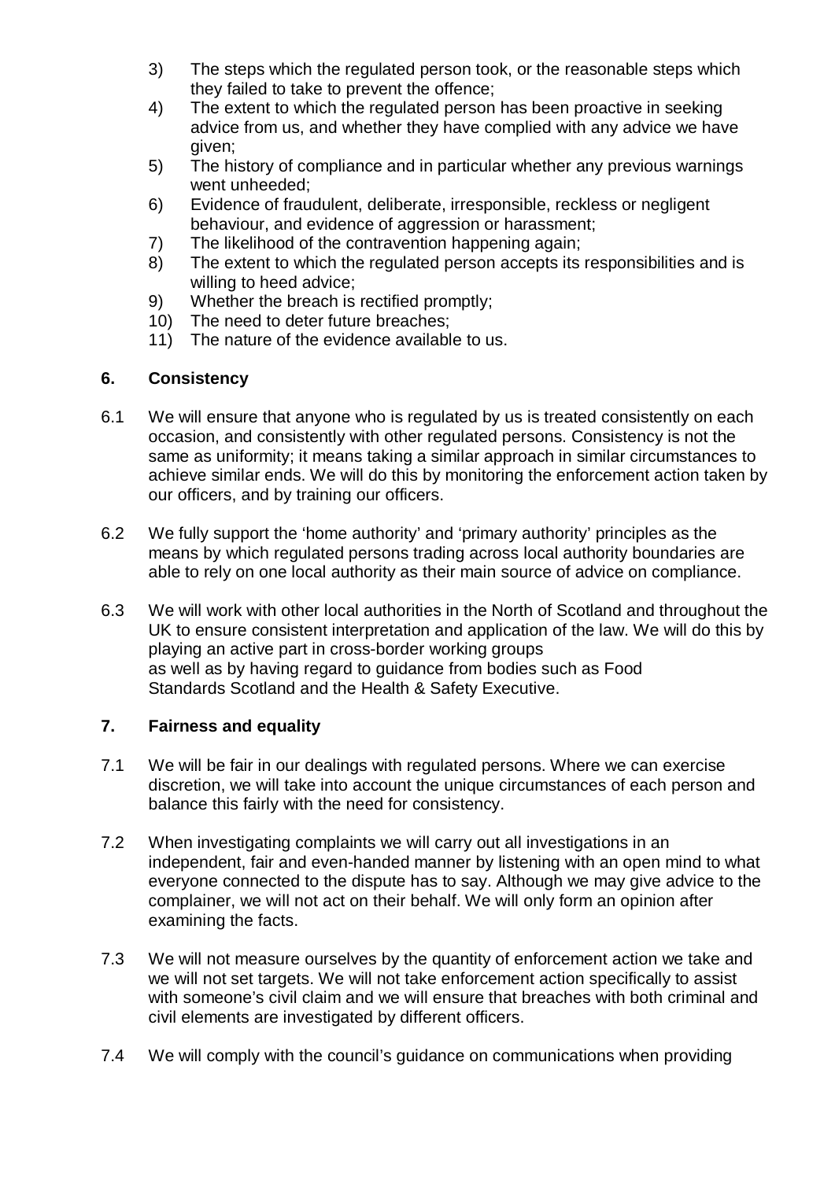3) The steps which the regulated person took, or the reasonable steps which they failed to take to prevent the offence;
4) The extent to which the regulated person has been proactive in seeking advice from us, and whether they have complied with any advice we have given;
5) The history of compliance and in particular whether any previous warnings went unheeded;
6) Evidence of fraudulent, deliberate, irresponsible, reckless or negligent behaviour, and evidence of aggression or harassment;
7) The likelihood of the contravention happening again;
8) The extent to which the regulated person accepts its responsibilities and is willing to heed advice;
9) Whether the breach is rectified promptly;
10) The need to deter future breaches;
11) The nature of the evidence available to us.

## 6. Consistency

6.1 We will ensure that anyone who is regulated by us is treated consistently on each occasion, and consistently with other regulated persons. Consistency is not the same as uniformity; it means taking a similar approach in similar circumstances to achieve similar ends. We will do this by monitoring the enforcement action taken by our officers, and by training our officers.

6.2 We fully support the 'home authority' and 'primary authority' principles as the means by which regulated persons trading across local authority boundaries are able to rely on one local authority as their main source of advice on compliance.

6.3 We will work with other local authorities in the North of Scotland and throughout the UK to ensure consistent interpretation and application of the law. We will do this by playing an active part in cross-border working groups as well as by having regard to guidance from bodies such as Food Standards Scotland and the Health & Safety Executive.

## 7. Fairness and equality

7.1 We will be fair in our dealings with regulated persons. Where we can exercise discretion, we will take into account the unique circumstances of each person and balance this fairly with the need for consistency.

7.2 When investigating complaints we will carry out all investigations in an independent, fair and even-handed manner by listening with an open mind to what everyone connected to the dispute has to say. Although we may give advice to the complainer, we will not act on their behalf. We will only form an opinion after examining the facts.

7.3 We will not measure ourselves by the quantity of enforcement action we take and we will not set targets. We will not take enforcement action specifically to assist with someone's civil claim and we will ensure that breaches with both criminal and civil elements are investigated by different officers.

7.4 We will comply with the council's guidance on communications when providing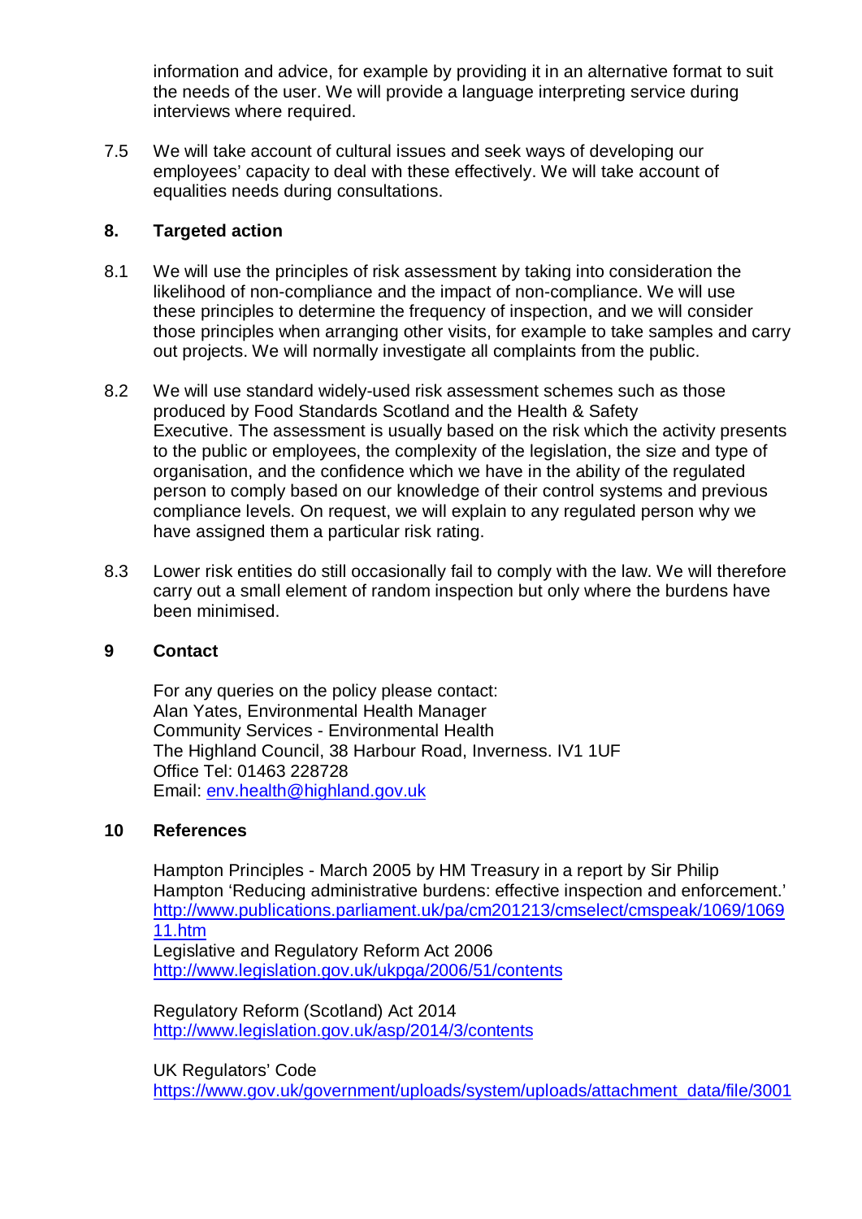information and advice, for example by providing it in an alternative format to suit the needs of the user. We will provide a language interpreting service during interviews where required.

7.5 We will take account of cultural issues and seek ways of developing our employees' capacity to deal with these effectively. We will take account of equalities needs during consultations.

## 8. Targeted action

8.1 We will use the principles of risk assessment by taking into consideration the likelihood of non-compliance and the impact of non-compliance. We will use these principles to determine the frequency of inspection, and we will consider those principles when arranging other visits, for example to take samples and carry out projects. We will normally investigate all complaints from the public.

8.2 We will use standard widely-used risk assessment schemes such as those produced by Food Standards Scotland and the Health & Safety Executive. The assessment is usually based on the risk which the activity presents to the public or employees, the complexity of the legislation, the size and type of organisation, and the confidence which we have in the ability of the regulated person to comply based on our knowledge of their control systems and previous compliance levels. On request, we will explain to any regulated person why we have assigned them a particular risk rating.

8.3 Lower risk entities do still occasionally fail to comply with the law. We will therefore carry out a small element of random inspection but only where the burdens have been minimised.

## 9 Contact

For any queries on the policy please contact:
Alan Yates, Environmental Health Manager
Community Services - Environmental Health
The Highland Council, 38 Harbour Road, Inverness. IV1 1UF
Office Tel: 01463 228728
Email: env.health@highland.gov.uk

## 10 References

Hampton Principles - March 2005 by HM Treasury in a report by Sir Philip Hampton 'Reducing administrative burdens: effective inspection and enforcement.'
http://www.publications.parliament.uk/pa/cm201213/cmselect/cmspeak/1069/106911.htm
Legislative and Regulatory Reform Act 2006
http://www.legislation.gov.uk/ukpga/2006/51/contents

Regulatory Reform (Scotland) Act 2014
http://www.legislation.gov.uk/asp/2014/3/contents

UK Regulators' Code
https://www.gov.uk/government/uploads/system/uploads/attachment_data/file/3001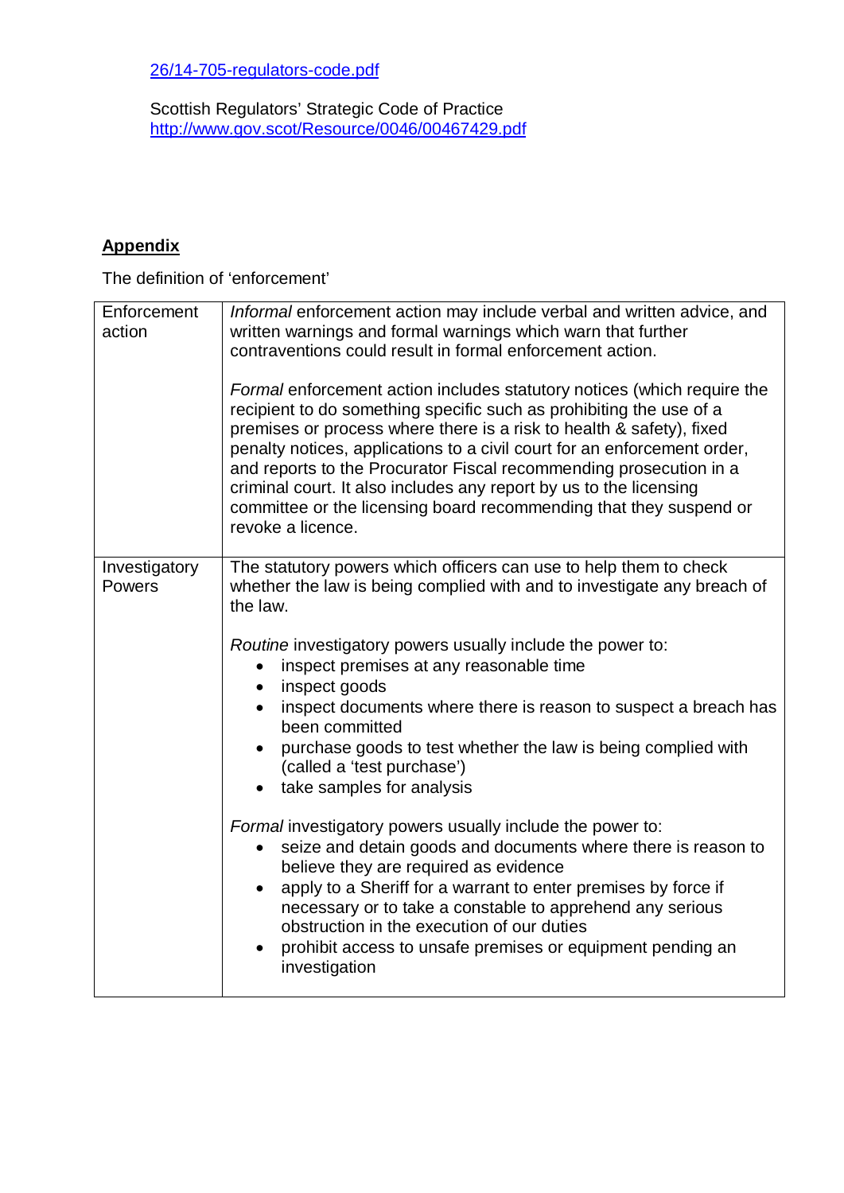26/14-705-regulators-code.pdf

Scottish Regulators' Strategic Code of Practice
http://www.gov.scot/Resource/0046/00467429.pdf

**Appendix**

The definition of 'enforcement'

| | |
|---|---|
| Enforcement action | *Informal* enforcement action may include verbal and written advice, and written warnings and formal warnings which warn that further contraventions could result in formal enforcement action.<br><br>*Formal* enforcement action includes statutory notices (which require the recipient to do something specific such as prohibiting the use of a premises or process where there is a risk to health & safety), fixed penalty notices, applications to a civil court for an enforcement order, and reports to the Procurator Fiscal recommending prosecution in a criminal court. It also includes any report by us to the licensing committee or the licensing board recommending that they suspend or revoke a licence. |
| Investigatory Powers | The statutory powers which officers can use to help them to check whether the law is being complied with and to investigate any breach of the law.<br><br>*Routine* investigatory powers usually include the power to:<br>• inspect premises at any reasonable time<br>• inspect goods<br>• inspect documents where there is reason to suspect a breach has been committed<br>• purchase goods to test whether the law is being complied with (called a 'test purchase')<br>• take samples for analysis<br><br>*Formal* investigatory powers usually include the power to:<br>• seize and detain goods and documents where there is reason to believe they are required as evidence<br>• apply to a Sheriff for a warrant to enter premises by force if necessary or to take a constable to apprehend any serious obstruction in the execution of our duties<br>• prohibit access to unsafe premises or equipment pending an investigation |